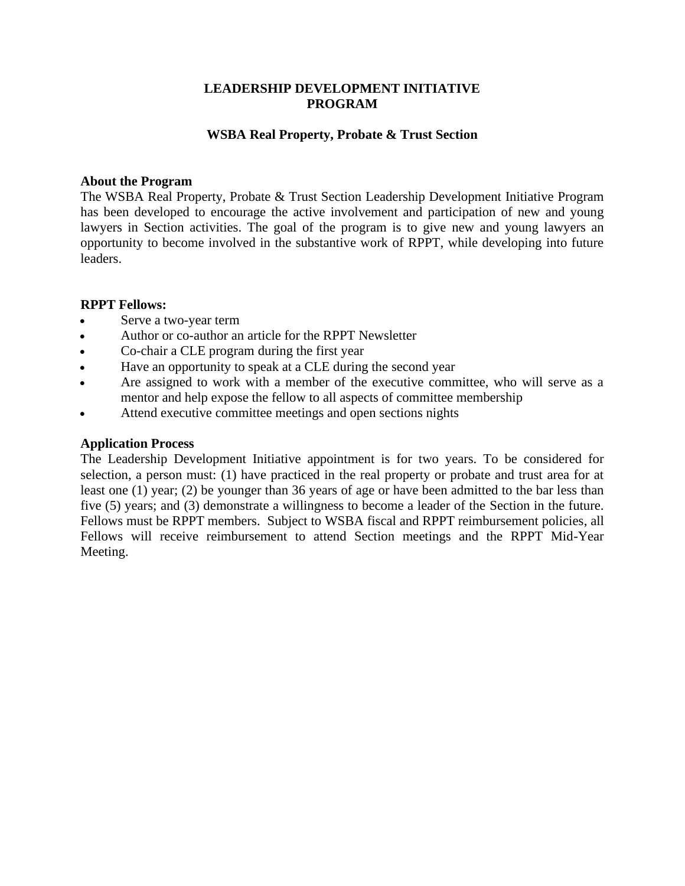# LEADERSHIP DEVELOPMENT INITIATIVE PROGRAM

## WSBA Real Property, Probate & Trust Section

### About the Program

The WSBA Real Property, Probate & Trust Section Leadership Development Initiative Program has been developed to encourage the active involvement and participation of new and young lawyers in Section activities. The goal of the program is to give new and young lawyers an opportunity to become involved in the substantive work of RPPT, while developing into future leaders.

### RPPT Fellows:

- Serve a two-year term
- Author or co-author an article for the RPPT Newsletter
- Co-chair a CLE program during the first year
- Have an opportunity to speak at a CLE during the second year
- Are assigned to work with a member of the executive committee, who will serve as a mentor and help expose the fellow to all aspects of committee membership
- Attend executive committee meetings and open sections nights

### Application Process

The Leadership Development Initiative appointment is for two years. To be considered for selection, a person must: (1) have practiced in the real property or probate and trust area for at least one (1) year; (2) be younger than 36 years of age or have been admitted to the bar less than five (5) years; and (3) demonstrate a willingness to become a leader of the Section in the future. Fellows must be RPPT members. Subject to WSBA fiscal and RPPT reimbursement policies, all Fellows will receive reimbursement to attend Section meetings and the RPPT Mid-Year Meeting.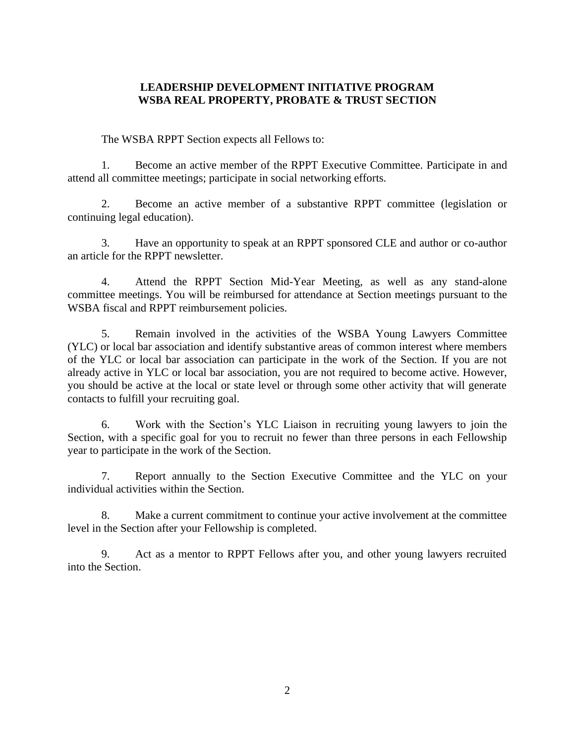**LEADERSHIP DEVELOPMENT INITIATIVE PROGRAM**
**WSBA REAL PROPERTY, PROBATE & TRUST SECTION**

The WSBA RPPT Section expects all Fellows to:

1. Become an active member of the RPPT Executive Committee. Participate in and attend all committee meetings; participate in social networking efforts.

2. Become an active member of a substantive RPPT committee (legislation or continuing legal education).

3. Have an opportunity to speak at an RPPT sponsored CLE and author or co-author an article for the RPPT newsletter.

4. Attend the RPPT Section Mid-Year Meeting, as well as any stand-alone committee meetings. You will be reimbursed for attendance at Section meetings pursuant to the WSBA fiscal and RPPT reimbursement policies.

5. Remain involved in the activities of the WSBA Young Lawyers Committee (YLC) or local bar association and identify substantive areas of common interest where members of the YLC or local bar association can participate in the work of the Section. If you are not already active in YLC or local bar association, you are not required to become active. However, you should be active at the local or state level or through some other activity that will generate contacts to fulfill your recruiting goal.

6. Work with the Section's YLC Liaison in recruiting young lawyers to join the Section, with a specific goal for you to recruit no fewer than three persons in each Fellowship year to participate in the work of the Section.

7. Report annually to the Section Executive Committee and the YLC on your individual activities within the Section.

8. Make a current commitment to continue your active involvement at the committee level in the Section after your Fellowship is completed.

9. Act as a mentor to RPPT Fellows after you, and other young lawyers recruited into the Section.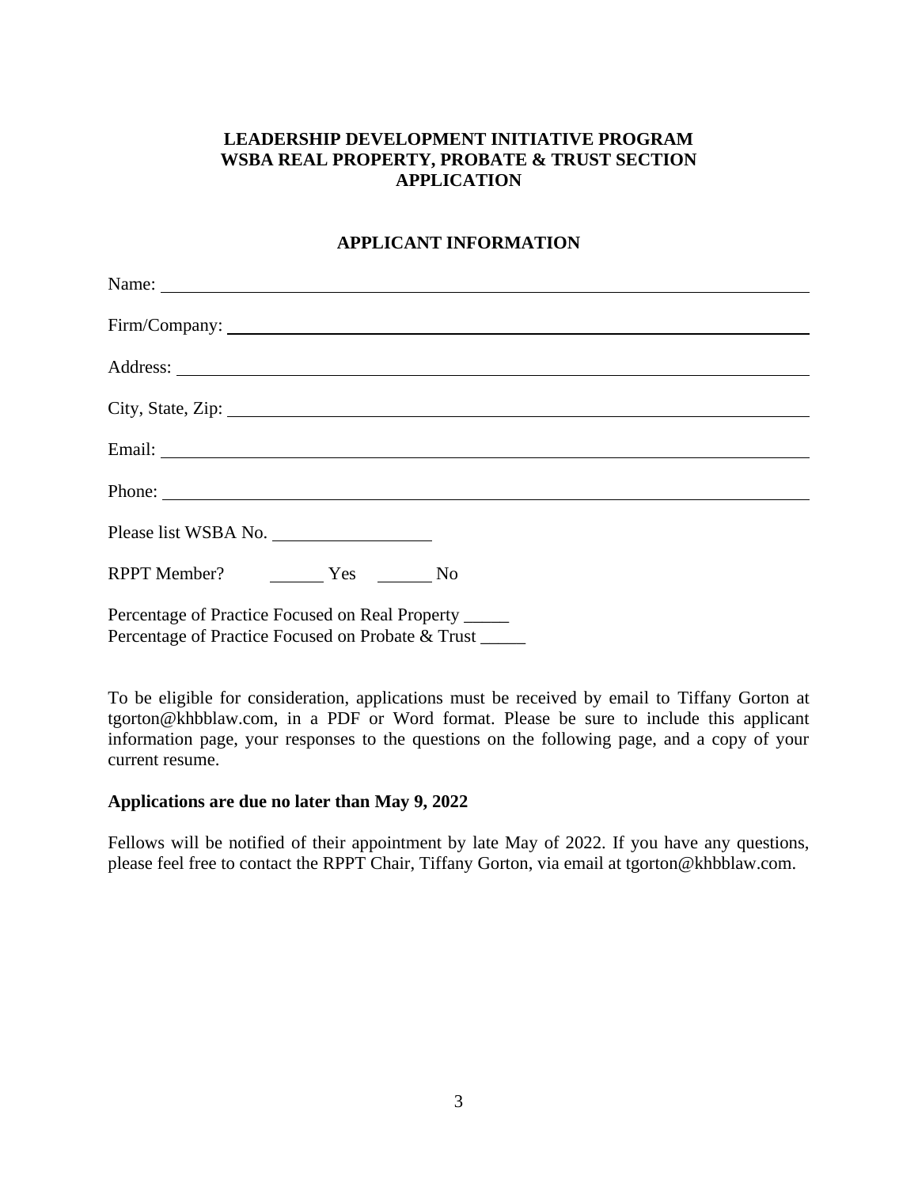**LEADERSHIP DEVELOPMENT INITIATIVE PROGRAM**
**WSBA REAL PROPERTY, PROBATE & TRUST SECTION**
**APPLICATION**

**APPLICANT INFORMATION**

Name: ______________________________________________________________

Firm/Company: ______________________________________________________

Address: ____________________________________________________________

City, State, Zip: ______________________________________________________

Email: ______________________________________________________________

Phone: ______________________________________________________________

Please list WSBA No. ________________

RPPT Member? ______ Yes ______ No

Percentage of Practice Focused on Real Property _____
Percentage of Practice Focused on Probate & Trust _____

To be eligible for consideration, applications must be received by email to Tiffany Gorton at tgorton@khbblaw.com, in a PDF or Word format. Please be sure to include this applicant information page, your responses to the questions on the following page, and a copy of your current resume.

**Applications are due no later than May 9, 2022**

Fellows will be notified of their appointment by late May of 2022. If you have any questions, please feel free to contact the RPPT Chair, Tiffany Gorton, via email at tgorton@khbblaw.com.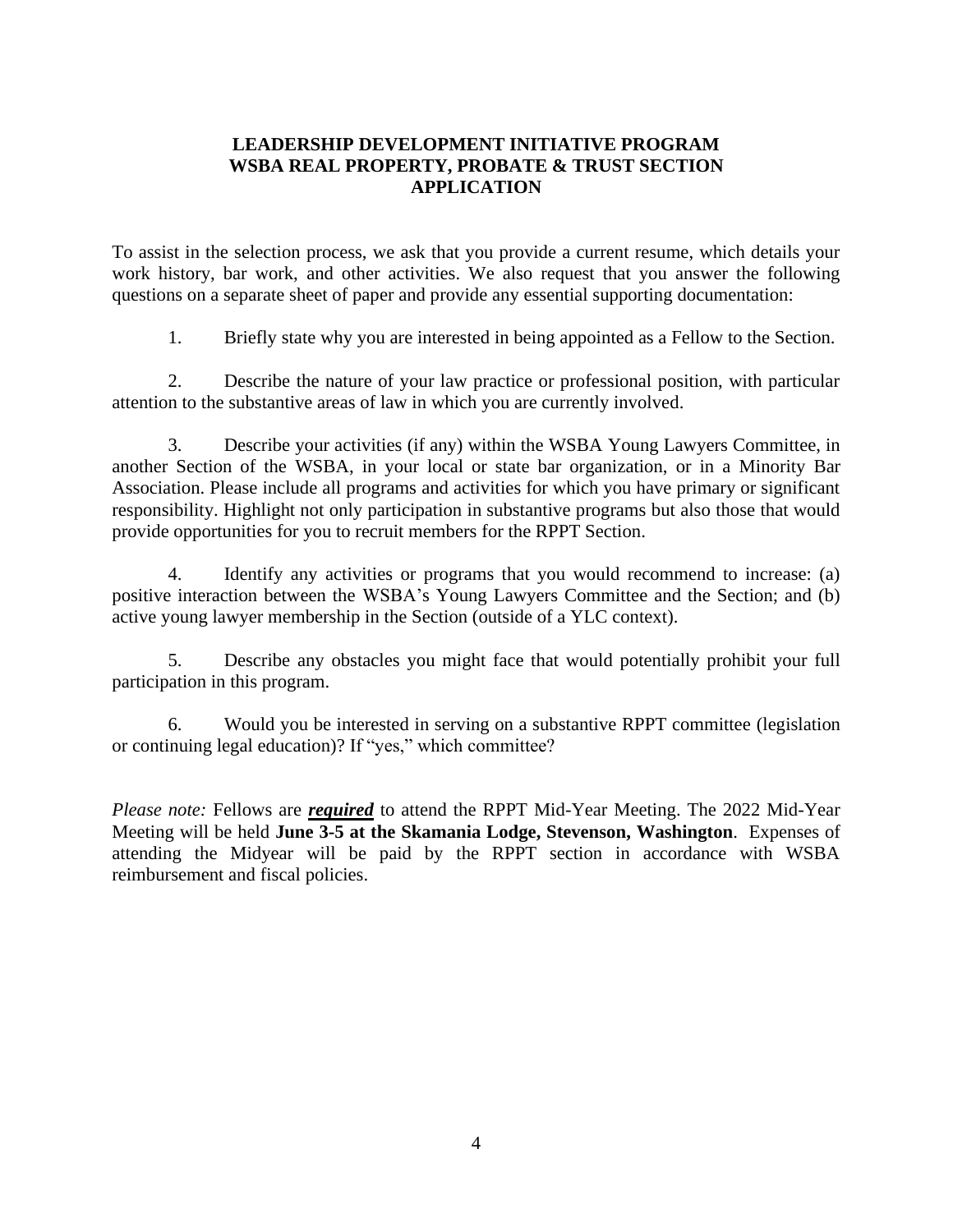# LEADERSHIP DEVELOPMENT INITIATIVE PROGRAM
# WSBA REAL PROPERTY, PROBATE & TRUST SECTION
# APPLICATION

To assist in the selection process, we ask that you provide a current resume, which details your work history, bar work, and other activities. We also request that you answer the following questions on a separate sheet of paper and provide any essential supporting documentation:

1. Briefly state why you are interested in being appointed as a Fellow to the Section.

2. Describe the nature of your law practice or professional position, with particular attention to the substantive areas of law in which you are currently involved.

3. Describe your activities (if any) within the WSBA Young Lawyers Committee, in another Section of the WSBA, in your local or state bar organization, or in a Minority Bar Association. Please include all programs and activities for which you have primary or significant responsibility. Highlight not only participation in substantive programs but also those that would provide opportunities for you to recruit members for the RPPT Section.

4. Identify any activities or programs that you would recommend to increase: (a) positive interaction between the WSBA's Young Lawyers Committee and the Section; and (b) active young lawyer membership in the Section (outside of a YLC context).

5. Describe any obstacles you might face that would potentially prohibit your full participation in this program.

6. Would you be interested in serving on a substantive RPPT committee (legislation or continuing legal education)? If "yes," which committee?

*Please note:* Fellows are ***required*** to attend the RPPT Mid-Year Meeting. The 2022 Mid-Year Meeting will be held **June 3-5 at the Skamania Lodge, Stevenson, Washington**. Expenses of attending the Midyear will be paid by the RPPT section in accordance with WSBA reimbursement and fiscal policies.